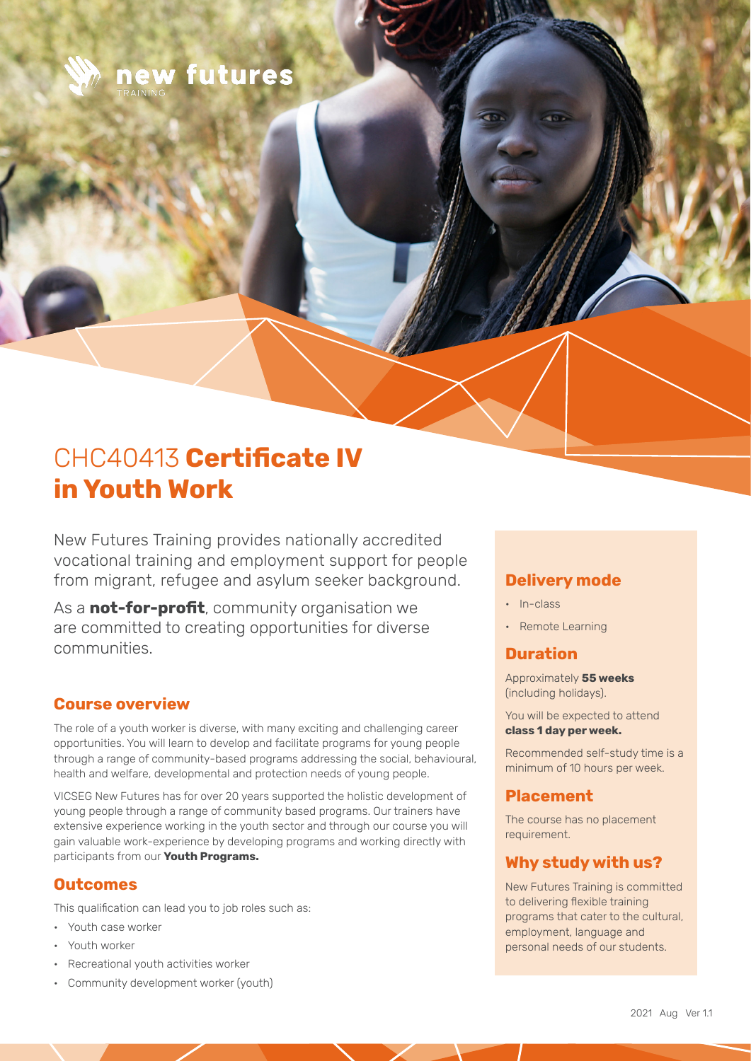new futures
TRAINING

# CHC40413 **Certificate IV in Youth Work**

New Futures Training provides nationally accredited vocational training and employment support for people from migrant, refugee and asylum seeker background.

As a **not-for-profit**, community organisation we are committed to creating opportunities for diverse communities.

## Course overview

The role of a youth worker is diverse, with many exciting and challenging career opportunities. You will learn to develop and facilitate programs for young people through a range of community-based programs addressing the social, behavioural, health and welfare, developmental and protection needs of young people.

VICSEG New Futures has for over 20 years supported the holistic development of young people through a range of community based programs. Our trainers have extensive experience working in the youth sector and through our course you will gain valuable work-experience by developing programs and working directly with participants from our **Youth Programs.**

## Outcomes

This qualification can lead you to job roles such as:

- Youth case worker
- Youth worker
- Recreational youth activities worker
- Community development worker (youth)

## Delivery mode

- In-class
- Remote Learning

## Duration

Approximately **55 weeks** (including holidays).

You will be expected to attend **class 1 day per week.**

Recommended self-study time is a minimum of 10 hours per week.

## Placement

The course has no placement requirement.

## Why study with us?

New Futures Training is committed to delivering flexible training programs that cater to the cultural, employment, language and personal needs of our students.

2021 Aug Ver 1.1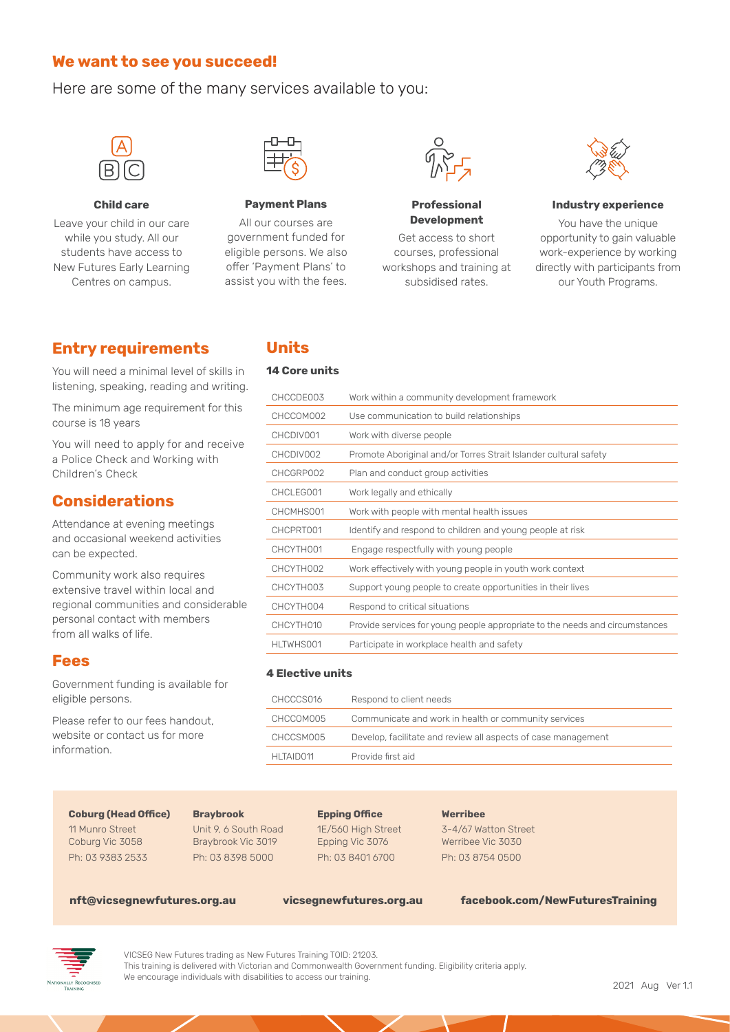## We want to see you succeed!

Here are some of the many services available to you:

**Child care**

Leave your child in our care while you study. All our students have access to New Futures Early Learning Centres on campus.

**Payment Plans**

All our courses are government funded for eligible persons. We also offer 'Payment Plans' to assist you with the fees.

**Professional Development**

Get access to short courses, professional workshops and training at subsidised rates.

**Industry experience**

You have the unique opportunity to gain valuable work-experience by working directly with participants from our Youth Programs.

## Entry requirements

You will need a minimal level of skills in listening, speaking, reading and writing.

The minimum age requirement for this course is 18 years

You will need to apply for and receive a Police Check and Working with Children's Check

## Considerations

Attendance at evening meetings and occasional weekend activities can be expected.

Community work also requires extensive travel within local and regional communities and considerable personal contact with members from all walks of life.

## Fees

Government funding is available for eligible persons.

Please refer to our fees handout, website or contact us for more information.

## Units

**14 Core units**

| | |
|---|---|
| CHCCDE003 | Work within a community development framework |
| CHCCOM002 | Use communication to build relationships |
| CHCDIV001 | Work with diverse people |
| CHCDIV002 | Promote Aboriginal and/or Torres Strait Islander cultural safety |
| CHCGRP002 | Plan and conduct group activities |
| CHCLEG001 | Work legally and ethically |
| CHCMHS001 | Work with people with mental health issues |
| CHCPRT001 | Identify and respond to children and young people at risk |
| CHCYTH001 | Engage respectfully with young people |
| CHCYTH002 | Work effectively with young people in youth work context |
| CHCYTH003 | Support young people to create opportunities in their lives |
| CHCYTH004 | Respond to critical situations |
| CHCYTH010 | Provide services for young people appropriate to the needs and circumstances |
| HLTWHS001 | Participate in workplace health and safety |

**4 Elective units**

| | |
|---|---|
| CHCCCS016 | Respond to client needs |
| CHCCOM005 | Communicate and work in health or community services |
| CHCCSM005 | Develop, facilitate and review all aspects of case management |
| HLTAID011 | Provide first aid |

**Coburg (Head Office)**
11 Munro Street
Coburg Vic 3058
Ph: 03 9383 2533

**Braybrook**
Unit 9, 6 South Road
Braybrook Vic 3019
Ph: 03 8398 5000

**Epping Office**
1E/560 High Street
Epping Vic 3076
Ph: 03 8401 6700

**Werribee**
3-4/67 Watton Street
Werribee Vic 3030
Ph: 03 8754 0500

**nft@vicsegnewfutures.org.au** **vicsegnewfutures.org.au** **facebook.com/NewFuturesTraining**

VICSEG New Futures trading as New Futures Training TOID: 21203.
This training is delivered with Victorian and Commonwealth Government funding. Eligibility criteria apply.
We encourage individuals with disabilities to access our training.

2021 Aug Ver 1.1